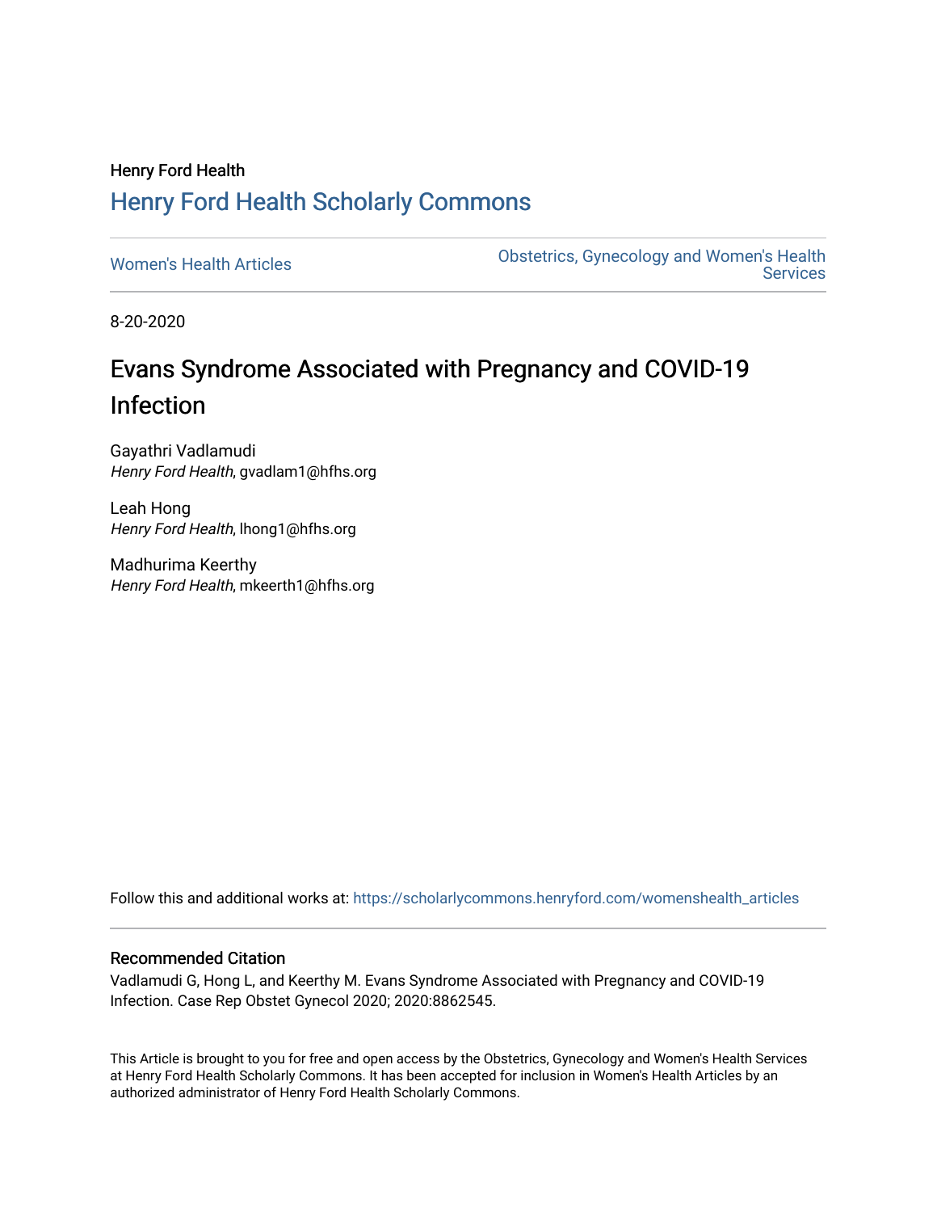Henry Ford Health

# Henry Ford Health Scholarly Commons

Women's Health Articles

Obstetrics, Gynecology and Women's Health Services

8-20-2020

## Evans Syndrome Associated with Pregnancy and COVID-19 Infection

Gayathri Vadlamudi
*Henry Ford Health*, gvadlam1@hfhs.org

Leah Hong
*Henry Ford Health*, lhong1@hfhs.org

Madhurima Keerthy
*Henry Ford Health*, mkeerth1@hfhs.org

Follow this and additional works at: https://scholarlycommons.henryford.com/womenshealth_articles

### Recommended Citation

Vadlamudi G, Hong L, and Keerthy M. Evans Syndrome Associated with Pregnancy and COVID-19 Infection. Case Rep Obstet Gynecol 2020; 2020:8862545.

This Article is brought to you for free and open access by the Obstetrics, Gynecology and Women's Health Services at Henry Ford Health Scholarly Commons. It has been accepted for inclusion in Women's Health Articles by an authorized administrator of Henry Ford Health Scholarly Commons.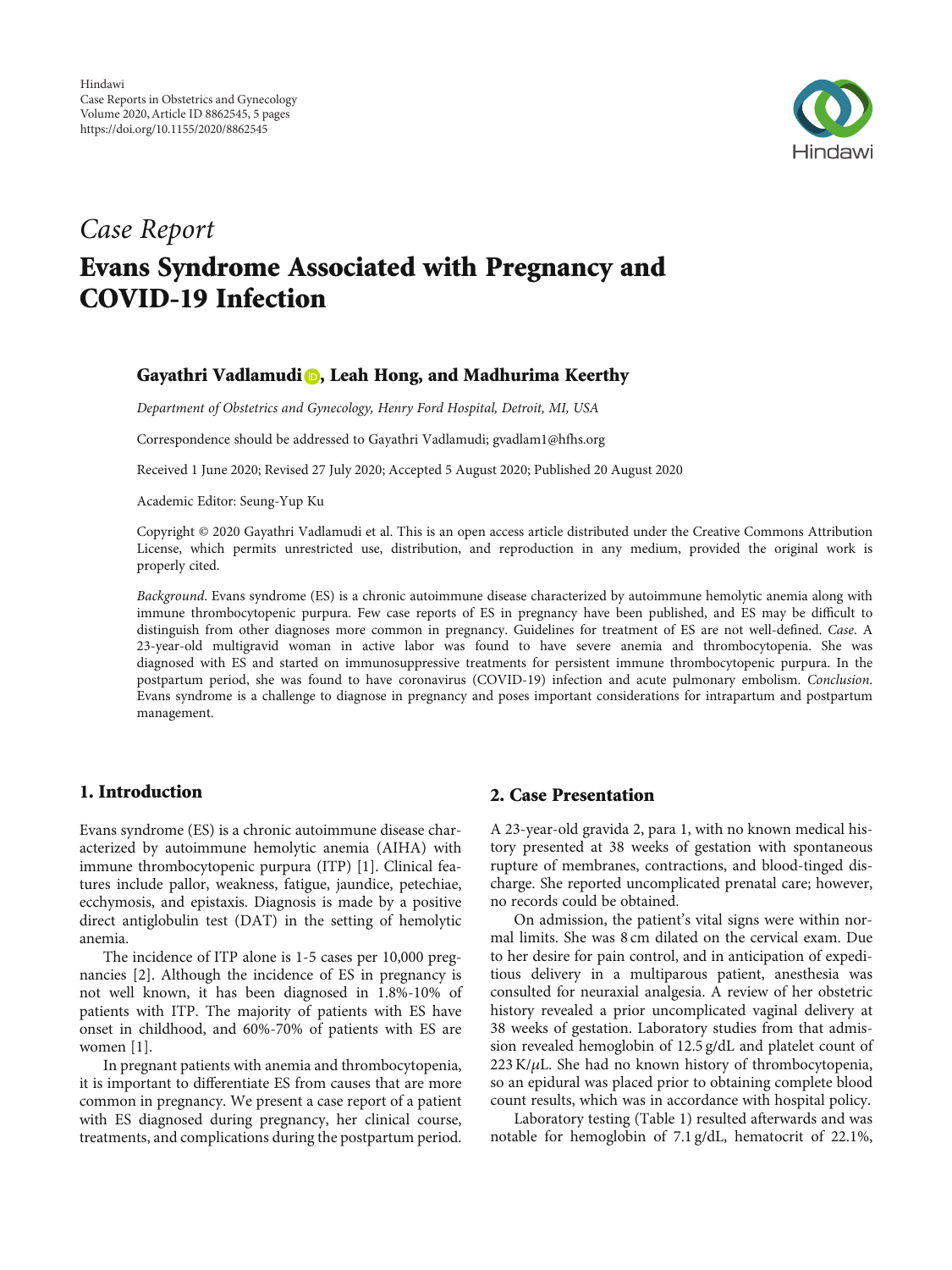Hindawi
Case Reports in Obstetrics and Gynecology
Volume 2020, Article ID 8862545, 5 pages
https://doi.org/10.1155/2020/8862545

## *Case Report*

# Evans Syndrome Associated with Pregnancy and COVID-19 Infection

**Gayathri Vadlamudi, Leah Hong, and Madhurima Keerthy**

*Department of Obstetrics and Gynecology, Henry Ford Hospital, Detroit, MI, USA*

Correspondence should be addressed to Gayathri Vadlamudi; gvadlam1@hfhs.org

Received 1 June 2020; Revised 27 July 2020; Accepted 5 August 2020; Published 20 August 2020

Academic Editor: Seung-Yup Ku

Copyright © 2020 Gayathri Vadlamudi et al. This is an open access article distributed under the Creative Commons Attribution License, which permits unrestricted use, distribution, and reproduction in any medium, provided the original work is properly cited.

*Background*. Evans syndrome (ES) is a chronic autoimmune disease characterized by autoimmune hemolytic anemia along with immune thrombocytopenic purpura. Few case reports of ES in pregnancy have been published, and ES may be difficult to distinguish from other diagnoses more common in pregnancy. Guidelines for treatment of ES are not well-defined. *Case*. A 23-year-old multigravid woman in active labor was found to have severe anemia and thrombocytopenia. She was diagnosed with ES and started on immunosuppressive treatments for persistent immune thrombocytopenic purpura. In the postpartum period, she was found to have coronavirus (COVID-19) infection and acute pulmonary embolism. *Conclusion*. Evans syndrome is a challenge to diagnose in pregnancy and poses important considerations for intrapartum and postpartum management.

## 1. Introduction

Evans syndrome (ES) is a chronic autoimmune disease characterized by autoimmune hemolytic anemia (AIHA) with immune thrombocytopenic purpura (ITP) [1]. Clinical features include pallor, weakness, fatigue, jaundice, petechiae, ecchymosis, and epistaxis. Diagnosis is made by a positive direct antiglobulin test (DAT) in the setting of hemolytic anemia.

The incidence of ITP alone is 1-5 cases per 10,000 pregnancies [2]. Although the incidence of ES in pregnancy is not well known, it has been diagnosed in 1.8%-10% of patients with ITP. The majority of patients with ES have onset in childhood, and 60%-70% of patients with ES are women [1].

In pregnant patients with anemia and thrombocytopenia, it is important to differentiate ES from causes that are more common in pregnancy. We present a case report of a patient with ES diagnosed during pregnancy, her clinical course, treatments, and complications during the postpartum period.

## 2. Case Presentation

A 23-year-old gravida 2, para 1, with no known medical history presented at 38 weeks of gestation with spontaneous rupture of membranes, contractions, and blood-tinged discharge. She reported uncomplicated prenatal care; however, no records could be obtained.

On admission, the patient's vital signs were within normal limits. She was 8 cm dilated on the cervical exam. Due to her desire for pain control, and in anticipation of expeditious delivery in a multiparous patient, anesthesia was consulted for neuraxial analgesia. A review of her obstetric history revealed a prior uncomplicated vaginal delivery at 38 weeks of gestation. Laboratory studies from that admission revealed hemoglobin of 12.5 g/dL and platelet count of 223 K/$\mu$L. She had no known history of thrombocytopenia, so an epidural was placed prior to obtaining complete blood count results, which was in accordance with hospital policy.

Laboratory testing (Table 1) resulted afterwards and was notable for hemoglobin of 7.1 g/dL, hematocrit of 22.1%,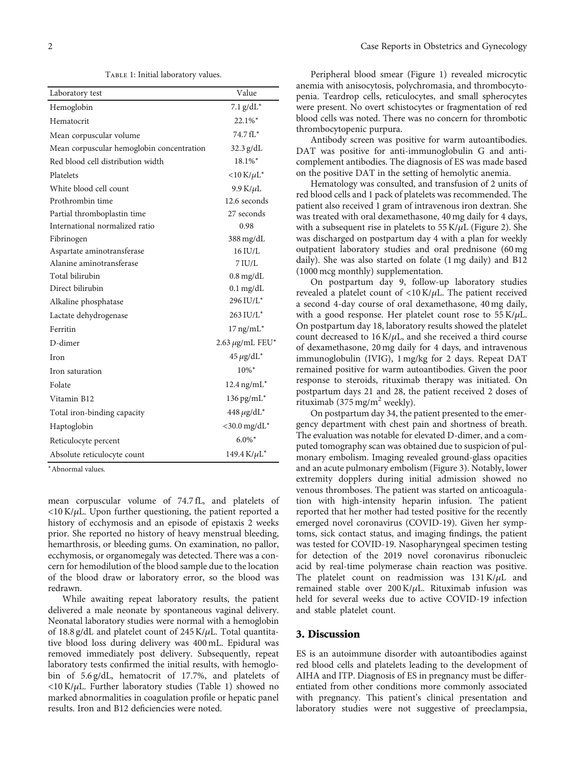Table 1: Initial laboratory values.

| Laboratory test | Value |
|---|---|
| Hemoglobin | 7.1 g/dL* |
| Hematocrit | 22.1%* |
| Mean corpuscular volume | 74.7 fL* |
| Mean corpuscular hemoglobin concentration | 32.3 g/dL |
| Red blood cell distribution width | 18.1%* |
| Platelets | <10 K/μL* |
| White blood cell count | 9.9 K/μL |
| Prothrombin time | 12.6 seconds |
| Partial thromboplastin time | 27 seconds |
| International normalized ratio | 0.98 |
| Fibrinogen | 388 mg/dL |
| Aspartate aminotransferase | 16 IU/L |
| Alanine aminotransferase | 7 IU/L |
| Total bilirubin | 0.8 mg/dL |
| Direct bilirubin | 0.1 mg/dL |
| Alkaline phosphatase | 296 IU/L* |
| Lactate dehydrogenase | 263 IU/L* |
| Ferritin | 17 ng/mL* |
| D-dimer | 2.63 μg/mL FEU* |
| Iron | 45 μg/dL* |
| Iron saturation | 10%* |
| Folate | 12.4 ng/mL* |
| Vitamin B12 | 136 pg/mL* |
| Total iron-binding capacity | 448 μg/dL* |
| Haptoglobin | <30.0 mg/dL* |
| Reticulocyte percent | 6.0%* |
| Absolute reticulocyte count | 149.4 K/μL* |

*Abnormal values.

mean corpuscular volume of 74.7 fL, and platelets of <10 K/μL. Upon further questioning, the patient reported a history of ecchymosis and an episode of epistaxis 2 weeks prior. She reported no history of heavy menstrual bleeding, hemarthrosis, or bleeding gums. On examination, no pallor, ecchymosis, or organomegaly was detected. There was a concern for hemodilution of the blood sample due to the location of the blood draw or laboratory error, so the blood was redrawn.

While awaiting repeat laboratory results, the patient delivered a male neonate by spontaneous vaginal delivery. Neonatal laboratory studies were normal with a hemoglobin of 18.8 g/dL and platelet count of 245 K/μL. Total quantitative blood loss during delivery was 400 mL. Epidural was removed immediately post delivery. Subsequently, repeat laboratory tests confirmed the initial results, with hemoglobin of 5.6 g/dL, hematocrit of 17.7%, and platelets of <10 K/μL. Further laboratory studies (Table 1) showed no marked abnormalities in coagulation profile or hepatic panel results. Iron and B12 deficiencies were noted.

Peripheral blood smear (Figure 1) revealed microcytic anemia with anisocytosis, polychromasia, and thrombocytopenia. Teardrop cells, reticulocytes, and small spherocytes were present. No overt schistocytes or fragmentation of red blood cells was noted. There was no concern for thrombotic thrombocytopenic purpura.

Antibody screen was positive for warm autoantibodies. DAT was positive for anti-immunoglobulin G and anti-complement antibodies. The diagnosis of ES was made based on the positive DAT in the setting of hemolytic anemia.

Hematology was consulted, and transfusion of 2 units of red blood cells and 1 pack of platelets was recommended. The patient also received 1 gram of intravenous iron dextran. She was treated with oral dexamethasone, 40 mg daily for 4 days, with a subsequent rise in platelets to 55 K/μL (Figure 2). She was discharged on postpartum day 4 with a plan for weekly outpatient laboratory studies and oral prednisone (60 mg daily). She was also started on folate (1 mg daily) and B12 (1000 mcg monthly) supplementation.

On postpartum day 9, follow-up laboratory studies revealed a platelet count of <10 K/μL. The patient received a second 4-day course of oral dexamethasone, 40 mg daily, with a good response. Her platelet count rose to 55 K/μL. On postpartum day 18, laboratory results showed the platelet count decreased to 16 K/μL, and she received a third course of dexamethasone, 20 mg daily for 4 days, and intravenous immunoglobulin (IVIG), 1 mg/kg for 2 days. Repeat DAT remained positive for warm autoantibodies. Given the poor response to steroids, rituximab therapy was initiated. On postpartum days 21 and 28, the patient received 2 doses of rituximab (375 mg/m$^2$ weekly).

On postpartum day 34, the patient presented to the emergency department with chest pain and shortness of breath. The evaluation was notable for elevated D-dimer, and a computed tomography scan was obtained due to suspicion of pulmonary embolism. Imaging revealed ground-glass opacities and an acute pulmonary embolism (Figure 3). Notably, lower extremity dopplers during initial admission showed no venous thromboses. The patient was started on anticoagulation with high-intensity heparin infusion. The patient reported that her mother had tested positive for the recently emerged novel coronavirus (COVID-19). Given her symptoms, sick contact status, and imaging findings, the patient was tested for COVID-19. Nasopharyngeal specimen testing for detection of the 2019 novel coronavirus ribonucleic acid by real-time polymerase chain reaction was positive. The platelet count on readmission was 131 K/μL and remained stable over 200 K/μL. Rituximab infusion was held for several weeks due to active COVID-19 infection and stable platelet count.

## 3. Discussion

ES is an autoimmune disorder with autoantibodies against red blood cells and platelets leading to the development of AIHA and ITP. Diagnosis of ES in pregnancy must be differentiated from other conditions more commonly associated with pregnancy. This patient's clinical presentation and laboratory studies were not suggestive of preeclampsia,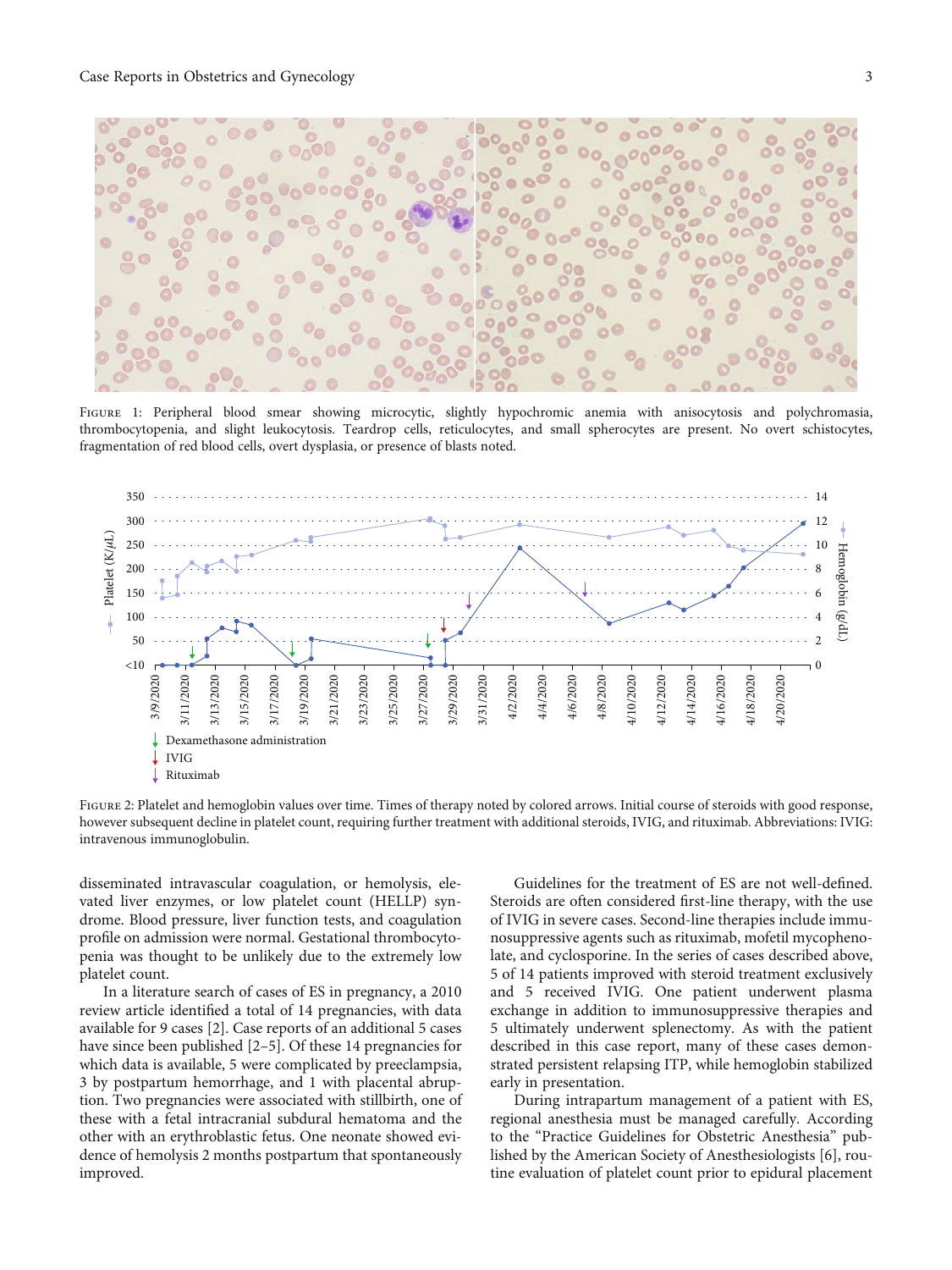Figure 1: Peripheral blood smear showing microcytic, slightly hypochromic anemia with anisocytosis and polychromasia, thrombocytopenia, and slight leukocytosis. Teardrop cells, reticulocytes, and small spherocytes are present. No overt schistocytes, fragmentation of red blood cells, overt dysplasia, or presence of blasts noted.

Figure 2: Platelet and hemoglobin values over time. Times of therapy noted by colored arrows. Initial course of steroids with good response, however subsequent decline in platelet count, requiring further treatment with additional steroids, IVIG, and rituximab. Abbreviations: IVIG: intravenous immunoglobulin.

disseminated intravascular coagulation, or hemolysis, elevated liver enzymes, or low platelet count (HELLP) syndrome. Blood pressure, liver function tests, and coagulation profile on admission were normal. Gestational thrombocytopenia was thought to be unlikely due to the extremely low platelet count.

In a literature search of cases of ES in pregnancy, a 2010 review article identified a total of 14 pregnancies, with data available for 9 cases [2]. Case reports of an additional 5 cases have since been published [2–5]. Of these 14 pregnancies for which data is available, 5 were complicated by preeclampsia, 3 by postpartum hemorrhage, and 1 with placental abruption. Two pregnancies were associated with stillbirth, one of these with a fetal intracranial subdural hematoma and the other with an erythroblastic fetus. One neonate showed evidence of hemolysis 2 months postpartum that spontaneously improved.

Guidelines for the treatment of ES are not well-defined. Steroids are often considered first-line therapy, with the use of IVIG in severe cases. Second-line therapies include immunosuppressive agents such as rituximab, mofetil mycophenolate, and cyclosporine. In the series of cases described above, 5 of 14 patients improved with steroid treatment exclusively and 5 received IVIG. One patient underwent plasma exchange in addition to immunosuppressive therapies and 5 ultimately underwent splenectomy. As with the patient described in this case report, many of these cases demonstrated persistent relapsing ITP, while hemoglobin stabilized early in presentation.

During intrapartum management of a patient with ES, regional anesthesia must be managed carefully. According to the "Practice Guidelines for Obstetric Anesthesia" published by the American Society of Anesthesiologists [6], routine evaluation of platelet count prior to epidural placement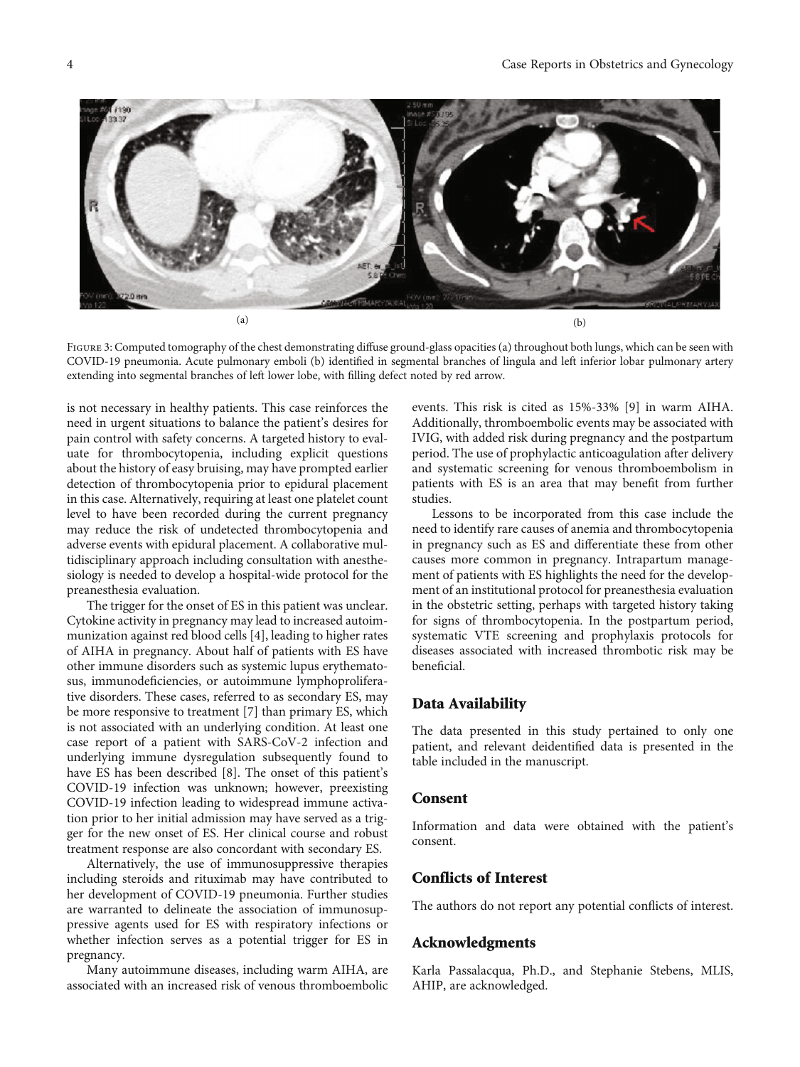Figure 3: Computed tomography of the chest demonstrating diffuse ground-glass opacities (a) throughout both lungs, which can be seen with COVID-19 pneumonia. Acute pulmonary emboli (b) identified in segmental branches of lingula and left inferior lobar pulmonary artery extending into segmental branches of left lower lobe, with filling defect noted by red arrow.

is not necessary in healthy patients. This case reinforces the need in urgent situations to balance the patient's desires for pain control with safety concerns. A targeted history to evaluate for thrombocytopenia, including explicit questions about the history of easy bruising, may have prompted earlier detection of thrombocytopenia prior to epidural placement in this case. Alternatively, requiring at least one platelet count level to have been recorded during the current pregnancy may reduce the risk of undetected thrombocytopenia and adverse events with epidural placement. A collaborative multidisciplinary approach including consultation with anesthesiology is needed to develop a hospital-wide protocol for the preanesthesia evaluation.

The trigger for the onset of ES in this patient was unclear. Cytokine activity in pregnancy may lead to increased autoimmunization against red blood cells [4], leading to higher rates of AIHA in pregnancy. About half of patients with ES have other immune disorders such as systemic lupus erythematosus, immunodeficiencies, or autoimmune lymphoproliferative disorders. These cases, referred to as secondary ES, may be more responsive to treatment [7] than primary ES, which is not associated with an underlying condition. At least one case report of a patient with SARS-CoV-2 infection and underlying immune dysregulation subsequently found to have ES has been described [8]. The onset of this patient's COVID-19 infection was unknown; however, preexisting COVID-19 infection leading to widespread immune activation prior to her initial admission may have served as a trigger for the new onset of ES. Her clinical course and robust treatment response are also concordant with secondary ES.

Alternatively, the use of immunosuppressive therapies including steroids and rituximab may have contributed to her development of COVID-19 pneumonia. Further studies are warranted to delineate the association of immunosuppressive agents used for ES with respiratory infections or whether infection serves as a potential trigger for ES in pregnancy.

Many autoimmune diseases, including warm AIHA, are associated with an increased risk of venous thromboembolic events. This risk is cited as 15%-33% [9] in warm AIHA. Additionally, thromboembolic events may be associated with IVIG, with added risk during pregnancy and the postpartum period. The use of prophylactic anticoagulation after delivery and systematic screening for venous thromboembolism in patients with ES is an area that may benefit from further studies.

Lessons to be incorporated from this case include the need to identify rare causes of anemia and thrombocytopenia in pregnancy such as ES and differentiate these from other causes more common in pregnancy. Intrapartum management of patients with ES highlights the need for the development of an institutional protocol for preanesthesia evaluation in the obstetric setting, perhaps with targeted history taking for signs of thrombocytopenia. In the postpartum period, systematic VTE screening and prophylaxis protocols for diseases associated with increased thrombotic risk may be beneficial.

## Data Availability

The data presented in this study pertained to only one patient, and relevant deidentified data is presented in the table included in the manuscript.

## Consent

Information and data were obtained with the patient's consent.

## Conflicts of Interest

The authors do not report any potential conflicts of interest.

## Acknowledgments

Karla Passalacqua, Ph.D., and Stephanie Stebens, MLIS, AHIP, are acknowledged.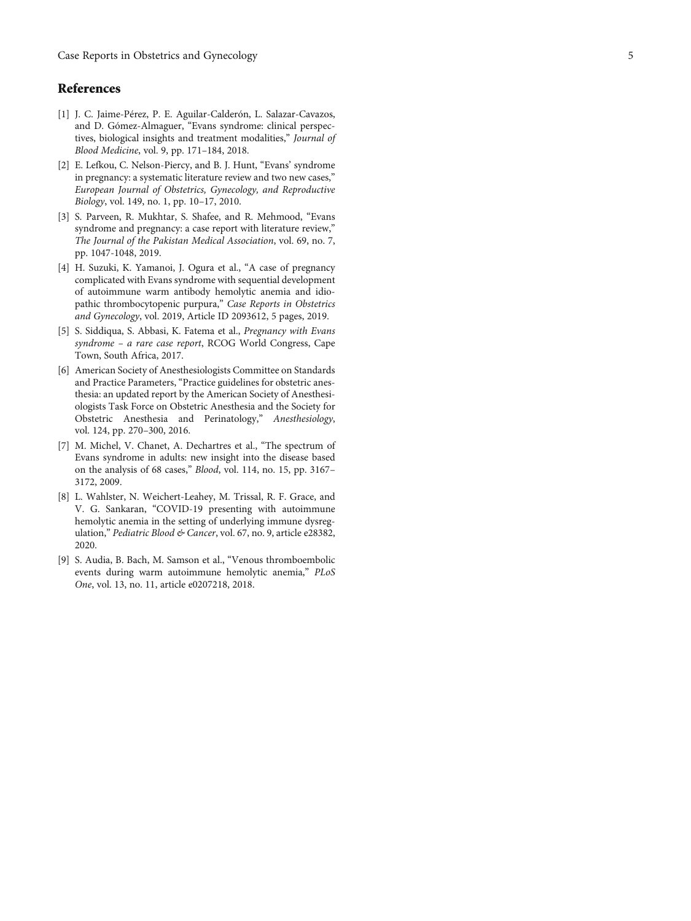## References

[1] J. C. Jaime-Pérez, P. E. Aguilar-Calderón, L. Salazar-Cavazos, and D. Gómez-Almaguer, "Evans syndrome: clinical perspectives, biological insights and treatment modalities," *Journal of Blood Medicine*, vol. 9, pp. 171–184, 2018.

[2] E. Lefkou, C. Nelson-Piercy, and B. J. Hunt, "Evans' syndrome in pregnancy: a systematic literature review and two new cases," *European Journal of Obstetrics, Gynecology, and Reproductive Biology*, vol. 149, no. 1, pp. 10–17, 2010.

[3] S. Parveen, R. Mukhtar, S. Shafee, and R. Mehmood, "Evans syndrome and pregnancy: a case report with literature review," *The Journal of the Pakistan Medical Association*, vol. 69, no. 7, pp. 1047-1048, 2019.

[4] H. Suzuki, K. Yamanoi, J. Ogura et al., "A case of pregnancy complicated with Evans syndrome with sequential development of autoimmune warm antibody hemolytic anemia and idiopathic thrombocytopenic purpura," *Case Reports in Obstetrics and Gynecology*, vol. 2019, Article ID 2093612, 5 pages, 2019.

[5] S. Siddiqua, S. Abbasi, K. Fatema et al., *Pregnancy with Evans syndrome – a rare case report*, RCOG World Congress, Cape Town, South Africa, 2017.

[6] American Society of Anesthesiologists Committee on Standards and Practice Parameters, "Practice guidelines for obstetric anesthesia: an updated report by the American Society of Anesthesiologists Task Force on Obstetric Anesthesia and the Society for Obstetric Anesthesia and Perinatology," *Anesthesiology*, vol. 124, pp. 270–300, 2016.

[7] M. Michel, V. Chanet, A. Dechartres et al., "The spectrum of Evans syndrome in adults: new insight into the disease based on the analysis of 68 cases," *Blood*, vol. 114, no. 15, pp. 3167–3172, 2009.

[8] L. Wahlster, N. Weichert-Leahey, M. Trissal, R. F. Grace, and V. G. Sankaran, "COVID-19 presenting with autoimmune hemolytic anemia in the setting of underlying immune dysregulation," *Pediatric Blood & Cancer*, vol. 67, no. 9, article e28382, 2020.

[9] S. Audia, B. Bach, M. Samson et al., "Venous thromboembolic events during warm autoimmune hemolytic anemia," *PLoS One*, vol. 13, no. 11, article e0207218, 2018.